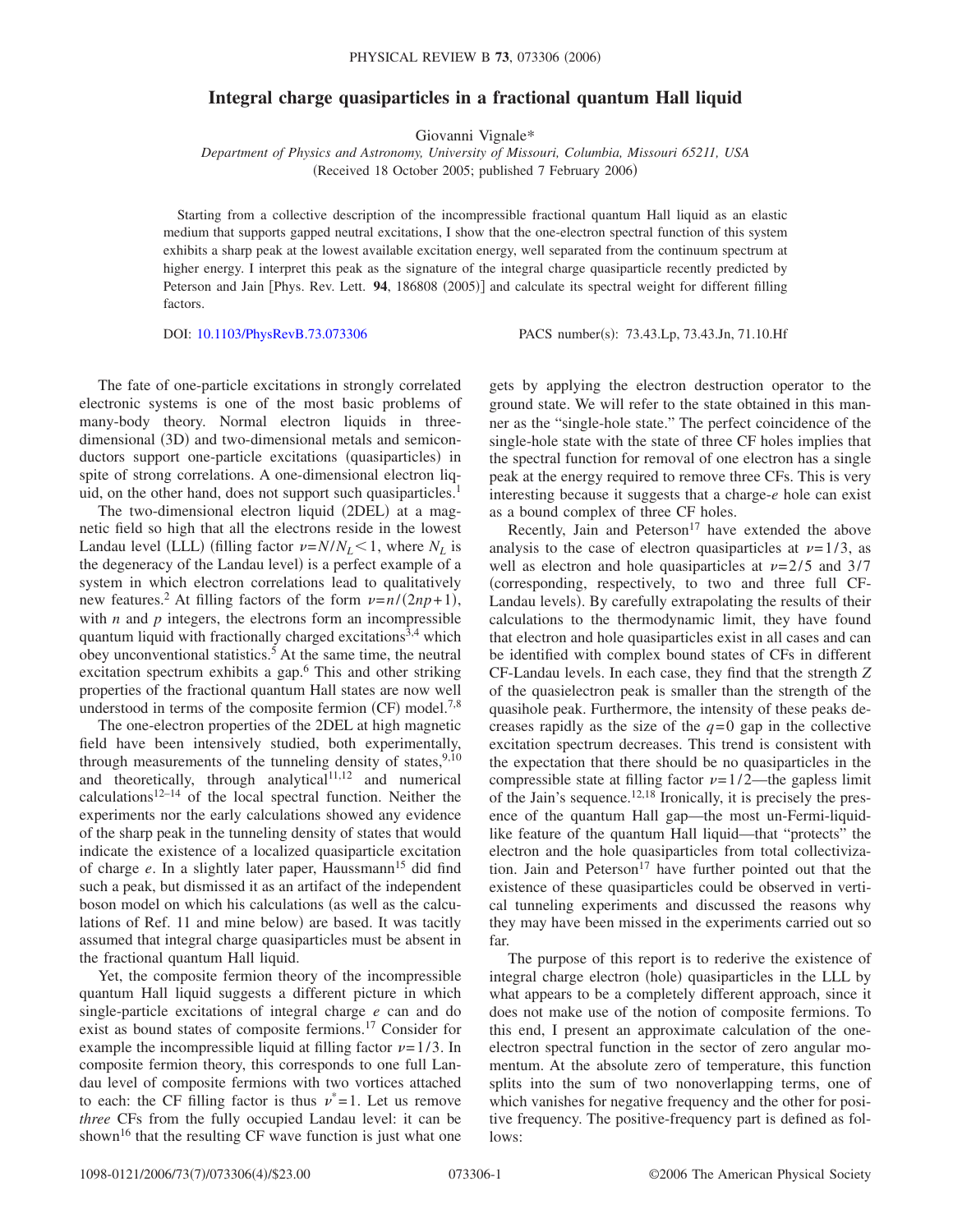# Integral charge quasiparticles in a fractional quantum Hall liquid

Giovanni Vignale*

*Department of Physics and Astronomy, University of Missouri, Columbia, Missouri 65211, USA*

(Received 18 October 2005; published 7 February 2006)

Starting from a collective description of the incompressible fractional quantum Hall liquid as an elastic medium that supports gapped neutral excitations, I show that the one-electron spectral function of this system exhibits a sharp peak at the lowest available excitation energy, well separated from the continuum spectrum at higher energy. I interpret this peak as the signature of the integral charge quasiparticle recently predicted by Peterson and Jain [Phys. Rev. Lett. **94**, 186808 (2005)] and calculate its spectral weight for different filling factors.

DOI: 10.1103/PhysRevB.73.073306 PACS number(s): 73.43.Lp, 73.43.Jn, 71.10.Hf

The fate of one-particle excitations in strongly correlated electronic systems is one of the most basic problems of many-body theory. Normal electron liquids in three-dimensional (3D) and two-dimensional metals and semiconductors support one-particle excitations (quasiparticles) in spite of strong correlations. A one-dimensional electron liquid, on the other hand, does not support such quasiparticles.[1]

The two-dimensional electron liquid (2DEL) at a magnetic field so high that all the electrons reside in the lowest Landau level (LLL) (filling factor $\nu=N/N_L<1$, where $N_L$ is the degeneracy of the Landau level) is a perfect example of a system in which electron correlations lead to qualitatively new features.[2] At filling factors of the form $\nu=n/(2np+1)$, with $n$ and $p$ integers, the electrons form an incompressible quantum liquid with fractionally charged excitations[3,4] which obey unconventional statistics.[5] At the same time, the neutral excitation spectrum exhibits a gap.[6] This and other striking properties of the fractional quantum Hall states are now well understood in terms of the composite fermion (CF) model.[7,8]

The one-electron properties of the 2DEL at high magnetic field have been intensively studied, both experimentally, through measurements of the tunneling density of states,[9,10] and theoretically, through analytical[11,12] and numerical calculations[12–14] of the local spectral function. Neither the experiments nor the early calculations showed any evidence of the sharp peak in the tunneling density of states that would indicate the existence of a localized quasiparticle excitation of charge $e$. In a slightly later paper, Haussmann[15] did find such a peak, but dismissed it as an artifact of the independent boson model on which his calculations (as well as the calculations of Ref. 11 and mine below) are based. It was tacitly assumed that integral charge quasiparticles must be absent in the fractional quantum Hall liquid.

Yet, the composite fermion theory of the incompressible quantum Hall liquid suggests a different picture in which single-particle excitations of integral charge $e$ can and do exist as bound states of composite fermions.[17] Consider for example the incompressible liquid at filling factor $\nu=1/3$. In composite fermion theory, this corresponds to one full Landau level of composite fermions with two vortices attached to each: the CF filling factor is thus $\nu^*=1$. Let us remove *three* CFs from the fully occupied Landau level: it can be shown[16] that the resulting CF wave function is just what one gets by applying the electron destruction operator to the ground state. We will refer to the state obtained in this manner as the "single-hole state." The perfect coincidence of the single-hole state with the state of three CF holes implies that the spectral function for removal of one electron has a single peak at the energy required to remove three CFs. This is very interesting because it suggests that a charge-$e$ hole can exist as a bound complex of three CF holes.

Recently, Jain and Peterson[17] have extended the above analysis to the case of electron quasiparticles at $\nu=1/3$, as well as electron and hole quasiparticles at $\nu=2/5$ and $3/7$ (corresponding, respectively, to two and three full CF-Landau levels). By carefully extrapolating the results of their calculations to the thermodynamic limit, they have found that electron and hole quasiparticles exist in all cases and can be identified with complex bound states of CFs in different CF-Landau levels. In each case, they find that the strength $Z$ of the quasielectron peak is smaller than the strength of the quasihole peak. Furthermore, the intensity of these peaks decreases rapidly as the size of the $q=0$ gap in the collective excitation spectrum decreases. This trend is consistent with the expectation that there should be no quasiparticles in the compressible state at filling factor $\nu=1/2$—the gapless limit of the Jain's sequence.[12,18] Ironically, it is precisely the presence of the quantum Hall gap—the most un-Fermi-liquid-like feature of the quantum Hall liquid—that "protects" the electron and the hole quasiparticles from total collectivization. Jain and Peterson[17] have further pointed out that the existence of these quasiparticles could be observed in vertical tunneling experiments and discussed the reasons why they may have been missed in the experiments carried out so far.

The purpose of this report is to rederive the existence of integral charge electron (hole) quasiparticles in the LLL by what appears to be a completely different approach, since it does not make use of the notion of composite fermions. To this end, I present an approximate calculation of the one-electron spectral function in the sector of zero angular momentum. At the absolute zero of temperature, this function splits into the sum of two nonoverlapping terms, one of which vanishes for negative frequency and the other for positive frequency. The positive-frequency part is defined as follows: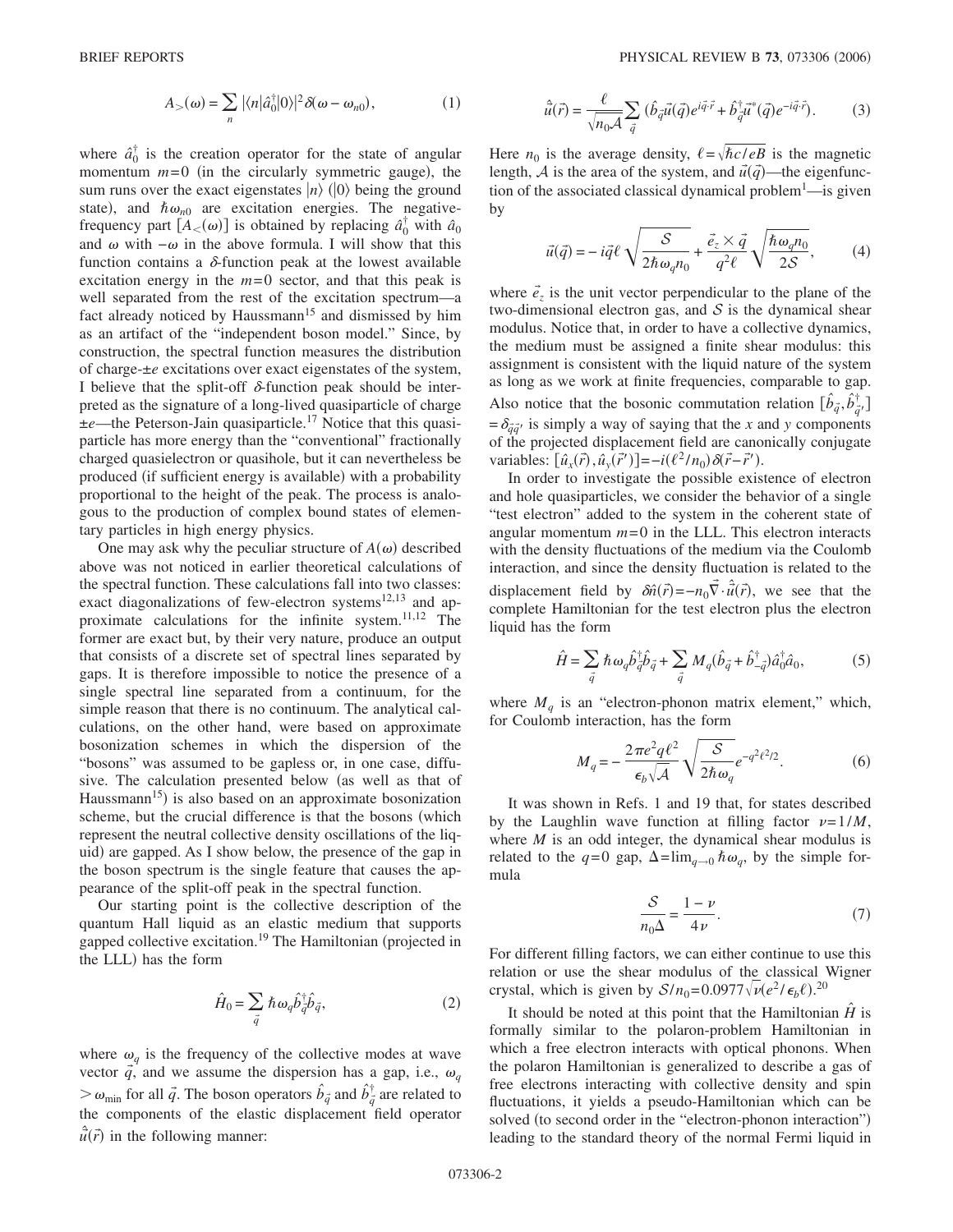$$A_{>}(\omega) = \sum_n |\langle n|\hat{a}_0^\dagger|0\rangle|^2 \delta(\omega - \omega_{n0}), \tag{1}$$

where $\hat{a}_0^\dagger$ is the creation operator for the state of angular momentum $m=0$ (in the circularly symmetric gauge), the sum runs over the exact eigenstates $|n\rangle$ ($|0\rangle$ being the ground state), and $\hbar\omega_{n0}$ are excitation energies. The negative-frequency part $[A_{<}(\omega)]$ is obtained by replacing $\hat{a}_0^\dagger$ with $\hat{a}_0$ and $\omega$ with $-\omega$ in the above formula. I will show that this function contains a $\delta$-function peak at the lowest available excitation energy in the $m=0$ sector, and that this peak is well separated from the rest of the excitation spectrum—a fact already noticed by Haussmann[15] and dismissed by him as an artifact of the "independent boson model." Since, by construction, the spectral function measures the distribution of charge-$\pm e$ excitations over exact eigenstates of the system, I believe that the split-off $\delta$-function peak should be interpreted as the signature of a long-lived quasiparticle of charge $\pm e$—the Peterson-Jain quasiparticle.[17] Notice that this quasiparticle has more energy than the "conventional" fractionally charged quasielectron or quasihole, but it can nevertheless be produced (if sufficient energy is available) with a probability proportional to the height of the peak. The process is analogous to the production of complex bound states of elementary particles in high energy physics.

One may ask why the peculiar structure of $A(\omega)$ described above was not noticed in earlier theoretical calculations of the spectral function. These calculations fall into two classes: exact diagonalizations of few-electron systems[12,13] and approximate calculations for the infinite system.[11,12] The former are exact but, by their very nature, produce an output that consists of a discrete set of spectral lines separated by gaps. It is therefore impossible to notice the presence of a single spectral line separated from a continuum, for the simple reason that there is no continuum. The analytical calculations, on the other hand, were based on approximate bosonization schemes in which the dispersion of the "bosons" was assumed to be gapless or, in one case, diffusive. The calculation presented below (as well as that of Haussmann[15]) is also based on an approximate bosonization scheme, but the crucial difference is that the bosons (which represent the neutral collective density oscillations of the liquid) are gapped. As I show below, the presence of the gap in the boson spectrum is the single feature that causes the appearance of the split-off peak in the spectral function.

Our starting point is the collective description of the quantum Hall liquid as an elastic medium that supports gapped collective excitation.[19] The Hamiltonian (projected in the LLL) has the form

$$\hat{H}_0 = \sum_{\vec{q}} \hbar\omega_q \hat{b}_{\vec{q}}^\dagger \hat{b}_{\vec{q}}, \tag{2}$$

where $\omega_q$ is the frequency of the collective modes at wave vector $\vec{q}$, and we assume the dispersion has a gap, i.e., $\omega_q > \omega_{\min}$ for all $\vec{q}$. The boson operators $\hat{b}_{\vec{q}}$ and $\hat{b}_{\vec{q}}^\dagger$ are related to the components of the elastic displacement field operator $\hat{\vec{u}}(\vec{r})$ in the following manner:

$$\hat{\vec{u}}(\vec{r}) = \frac{\ell}{\sqrt{n_0\mathcal{A}}} \sum_{\vec{q}} (\hat{b}_{\vec{q}}\vec{u}(\vec{q})e^{i\vec{q}\cdot\vec{r}} + \hat{b}_{\vec{q}}^\dagger \vec{u}^*(\vec{q})e^{-i\vec{q}\cdot\vec{r}}). \tag{3}$$

Here $n_0$ is the average density, $\ell = \sqrt{\hbar c/eB}$ is the magnetic length, $\mathcal{A}$ is the area of the system, and $\vec{u}(\vec{q})$—the eigenfunction of the associated classical dynamical problem[1]—is given by

$$\vec{u}(\vec{q}) = -i\vec{q}\ell\sqrt{\frac{\mathcal{S}}{2\hbar\omega_q n_0}} + \frac{\vec{e}_z \times \vec{q}}{q^2\ell}\sqrt{\frac{\hbar\omega_q n_0}{2\mathcal{S}}}, \tag{4}$$

where $\vec{e}_z$ is the unit vector perpendicular to the plane of the two-dimensional electron gas, and $\mathcal{S}$ is the dynamical shear modulus. Notice that, in order to have a collective dynamics, the medium must be assigned a finite shear modulus: this assignment is consistent with the liquid nature of the system as long as we work at finite frequencies, comparable to gap. Also notice that the bosonic commutation relation $[\hat{b}_{\vec{q}}, \hat{b}_{\vec{q}'}^\dagger] = \delta_{\vec{q}\vec{q}'}$ is simply a way of saying that the $x$ and $y$ components of the projected displacement field are canonically conjugate variables: $[\hat{u}_x(\vec{r}), \hat{u}_y(\vec{r}')] = -i(\ell^2/n_0)\delta(\vec{r}-\vec{r}')$.

In order to investigate the possible existence of electron and hole quasiparticles, we consider the behavior of a single "test electron" added to the system in the coherent state of angular momentum $m=0$ in the LLL. This electron interacts with the density fluctuations of the medium via the Coulomb interaction, and since the density fluctuation is related to the displacement field by $\delta\hat{n}(\vec{r}) = -n_0\vec{\nabla}\cdot\hat{\vec{u}}(\vec{r})$, we see that the complete Hamiltonian for the test electron plus the electron liquid has the form

$$\hat{H} = \sum_{\vec{q}} \hbar\omega_q \hat{b}_{\vec{q}}^\dagger \hat{b}_{\vec{q}} + \sum_{\vec{q}} M_q(\hat{b}_{\vec{q}} + \hat{b}_{-\vec{q}}^\dagger)\hat{a}_0^\dagger \hat{a}_0, \tag{5}$$

where $M_q$ is an "electron-phonon matrix element," which, for Coulomb interaction, has the form

$$M_q = -\frac{2\pi e^2 q\ell^2}{\epsilon_b\sqrt{\mathcal{A}}}\sqrt{\frac{\mathcal{S}}{2\hbar\omega_q}}e^{-q^2\ell^2/2}. \tag{6}$$

It was shown in Refs. 1 and 19 that, for states described by the Laughlin wave function at filling factor $\nu = 1/M$, where $M$ is an odd integer, the dynamical shear modulus is related to the $q=0$ gap, $\Delta = \lim_{q\to 0}\hbar\omega_q$, by the simple formula

$$\frac{\mathcal{S}}{n_0\Delta} = \frac{1-\nu}{4\nu}. \tag{7}$$

For different filling factors, we can either continue to use this relation or use the shear modulus of the classical Wigner crystal, which is given by $\mathcal{S}/n_0 = 0.0977\sqrt{\nu}(e^2/\epsilon_b\ell)$.[20]

It should be noted at this point that the Hamiltonian $\hat{H}$ is formally similar to the polaron-problem Hamiltonian in which a free electron interacts with optical phonons. When the polaron Hamiltonian is generalized to describe a gas of free electrons interacting with collective density and spin fluctuations, it yields a pseudo-Hamiltonian which can be solved (to second order in the "electron-phonon interaction") leading to the standard theory of the normal Fermi liquid in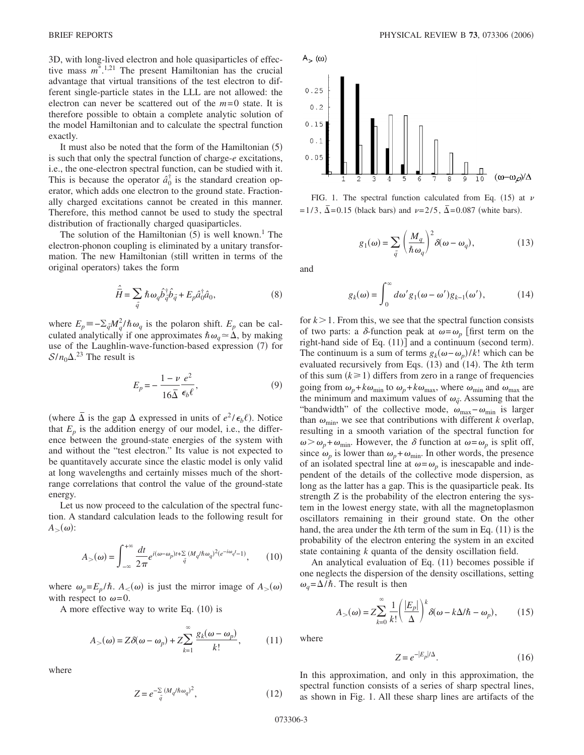3D, with long-lived electron and hole quasiparticles of effective mass $m^*$.[1,21] The present Hamiltonian has the crucial advantage that virtual transitions of the test electron to different single-particle states in the LLL are not allowed: the electron can never be scattered out of the $m=0$ state. It is therefore possible to obtain a complete analytic solution of the model Hamiltonian and to calculate the spectral function exactly.

It must also be noted that the form of the Hamiltonian (5) is such that only the spectral function of charge-$e$ excitations, i.e., the one-electron spectral function, can be studied with it. This is because the operator $\hat{a}_0^\dagger$ is the standard creation operator, which adds one electron to the ground state. Fractionally charged excitations cannot be created in this manner. Therefore, this method cannot be used to study the spectral distribution of fractionally charged quasiparticles.

The solution of the Hamiltonian (5) is well known.[1] The electron-phonon coupling is eliminated by a unitary transformation. The new Hamiltonian (still written in terms of the original operators) takes the form

$$\hat{\tilde{H}} = \sum_{\vec{q}} \hbar\omega_q \hat{b}_{\vec{q}}^\dagger \hat{b}_{\vec{q}} + E_p \hat{a}_0^\dagger \hat{a}_0, \tag{8}$$

where $E_p \equiv -\Sigma_{\vec{q}} M_q^2/\hbar\omega_q$ is the polaron shift. $E_p$ can be calculated analytically if one approximates $\hbar\omega_q \simeq \Delta$, by making use of the Laughlin-wave-function-based expression (7) for $\mathcal{S}/n_0\Delta$.[23] The result is

$$E_p = -\frac{1-\nu}{16\bar{\Delta}}\frac{e^2}{\epsilon_b \ell}, \tag{9}$$

(where $\bar{\Delta}$ is the gap $\Delta$ expressed in units of $e^2/\epsilon_b\ell$). Notice that $E_p$ is the addition energy of our model, i.e., the difference between the ground-state energies of the system with and without the "test electron." Its value is not expected to be quantitatively accurate since the elastic model is only valid at long wavelengths and certainly misses much of the short-range correlations that control the value of the ground-state energy.

Let us now proceed to the calculation of the spectral function. A standard calculation leads to the following result for $A_>(\omega)$:

$$A_>(\omega) = \int_{-\infty}^{+\infty} \frac{dt}{2\pi} e^{i(\omega-\omega_p)t + \sum_{\vec{q}} (M_q/\hbar\omega_q)^2 (e^{-i\omega_q t}-1)}, \tag{10}$$

where $\omega_p = E_p/\hbar$. $A_<(\omega)$ is just the mirror image of $A_>(\omega)$ with respect to $\omega=0$.

A more effective way to write Eq. (10) is

$$A_>(\omega) = Z\delta(\omega-\omega_p) + Z\sum_{k=1}^{\infty} \frac{g_k(\omega-\omega_p)}{k!}, \tag{11}$$

where

$$Z = e^{-\sum_{\vec{q}} (M_q/\hbar\omega_q)^2}, \tag{12}$$

FIG. 1. The spectral function calculated from Eq. (15) at $\nu = 1/3$, $\bar{\Delta}=0.15$ (black bars) and $\nu=2/5$, $\bar{\Delta}=0.087$ (white bars).

$$g_1(\omega) = \sum_{\vec{q}} \left(\frac{M_q}{\hbar\omega_q}\right)^2 \delta(\omega-\omega_q), \tag{13}$$

and

$$g_k(\omega) = \int_0^\infty d\omega' g_1(\omega-\omega') g_{k-1}(\omega'), \tag{14}$$

for $k>1$. From this, we see that the spectral function consists of two parts: a $\delta$-function peak at $\omega=\omega_p$ [first term on the right-hand side of Eq. (11)] and a continuum (second term). The continuum is a sum of terms $g_k(\omega-\omega_p)/k!$ which can be evaluated recursively from Eqs. (13) and (14). The $k$th term of this sum ($k \geq 1$) differs from zero in a range of frequencies going from $\omega_p + k\omega_{\min}$ to $\omega_p + k\omega_{\max}$, where $\omega_{\min}$ and $\omega_{\max}$ are the minimum and maximum values of $\omega_{\vec{q}}$. Assuming that the "bandwidth" of the collective mode, $\omega_{\max}-\omega_{\min}$ is larger than $\omega_{\min}$, we see that contributions with different $k$ overlap, resulting in a smooth variation of the spectral function for $\omega > \omega_p + \omega_{\min}$. However, the $\delta$ function at $\omega=\omega_p$ is split off, since $\omega_p$ is lower than $\omega_p + \omega_{\min}$. In other words, the presence of an isolated spectral line at $\omega=\omega_p$ is inescapable and independent of the details of the collective mode dispersion, as long as the latter has a gap. This is the quasiparticle peak. Its strength $Z$ is the probability of the electron entering the system in the lowest energy state, with all the magnetoplasmon oscillators remaining in their ground state. On the other hand, the area under the $k$th term of the sum in Eq. (11) is the probability of the electron entering the system in an excited state containing $k$ quanta of the density oscillation field.

An analytical evaluation of Eq. (11) becomes possible if one neglects the dispersion of the density oscillations, setting $\omega_q = \Delta/\hbar$. The result is then

$$A_>(\omega) = Z\sum_{k=0}^{\infty} \frac{1}{k!}\left(\frac{|E_p|}{\Delta}\right)^k \delta(\omega - k\Delta/\hbar - \omega_p), \tag{15}$$

where

$$Z = e^{-|E_p|/\Delta}. \tag{16}$$

In this approximation, and only in this approximation, the spectral function consists of a series of sharp spectral lines, as shown in Fig. 1. All these sharp lines are artifacts of the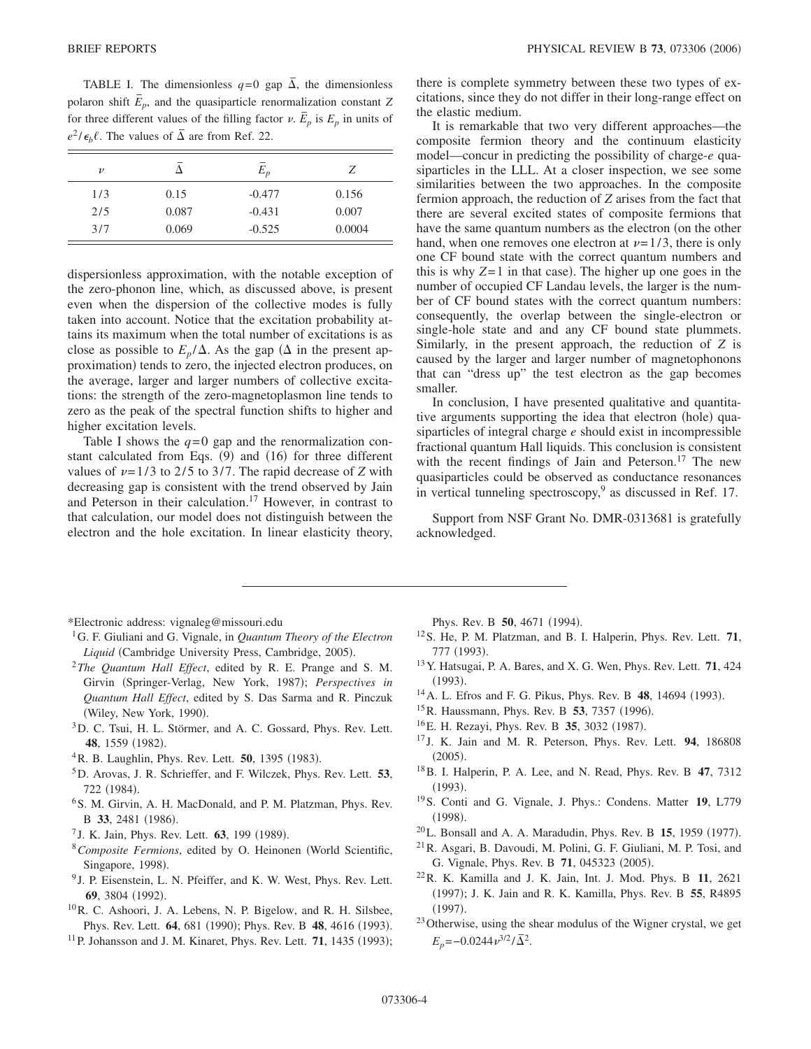TABLE I. The dimensionless $q=0$ gap $\bar{\Delta}$, the dimensionless polaron shift $\bar{E}_p$, and the quasiparticle renormalization constant $Z$ for three different values of the filling factor $\nu$. $\bar{E}_p$ is $E_p$ in units of $e^2/\epsilon_b\ell$. The values of $\bar{\Delta}$ are from Ref. 22.

| $\nu$ | $\bar{\Delta}$ | $\bar{E}_p$ | $Z$ |
|---|---|---|---|
| 1/3 | 0.15 | -0.477 | 0.156 |
| 2/5 | 0.087 | -0.431 | 0.007 |
| 3/7 | 0.069 | -0.525 | 0.0004 |

dispersionless approximation, with the notable exception of the zero-phonon line, which, as discussed above, is present even when the dispersion of the collective modes is fully taken into account. Notice that the excitation probability attains its maximum when the total number of excitations is as close as possible to $E_p/\Delta$. As the gap ($\Delta$ in the present approximation) tends to zero, the injected electron produces, on the average, larger and larger numbers of collective excitations: the strength of the zero-magnetoplasmon line tends to zero as the peak of the spectral function shifts to higher and higher excitation levels.

Table I shows the $q=0$ gap and the renormalization constant calculated from Eqs. (9) and (16) for three different values of $\nu=1/3$ to $2/5$ to $3/7$. The rapid decrease of $Z$ with decreasing gap is consistent with the trend observed by Jain and Peterson in their calculation.[17] However, in contrast to that calculation, our model does not distinguish between the electron and the hole excitation. In linear elasticity theory, there is complete symmetry between these two types of excitations, since they do not differ in their long-range effect on the elastic medium.

It is remarkable that two very different approaches—the composite fermion theory and the continuum elasticity model—concur in predicting the possibility of charge-$e$ quasiparticles in the LLL. At a closer inspection, we see some similarities between the two approaches. In the composite fermion approach, the reduction of $Z$ arises from the fact that there are several excited states of composite fermions that have the same quantum numbers as the electron (on the other hand, when one removes one electron at $\nu=1/3$, there is only one CF bound state with the correct quantum numbers and this is why $Z=1$ in that case). The higher up one goes in the number of occupied CF Landau levels, the larger is the number of CF bound states with the correct quantum numbers: consequently, the overlap between the single-electron or single-hole state and and any CF bound state plummets. Similarly, in the present approach, the reduction of $Z$ is caused by the larger and larger number of magnetophonons that can "dress up" the test electron as the gap becomes smaller.

In conclusion, I have presented qualitative and quantitative arguments supporting the idea that electron (hole) quasiparticles of integral charge $e$ should exist in incompressible fractional quantum Hall liquids. This conclusion is consistent with the recent findings of Jain and Peterson.[17] The new quasiparticles could be observed as conductance resonances in vertical tunneling spectroscopy,[9] as discussed in Ref. 17.

Support from NSF Grant No. DMR-0313681 is gratefully acknowledged.

---

*Electronic address: vignaleg@missouri.edu

[1] G. F. Giuliani and G. Vignale, in *Quantum Theory of the Electron Liquid* (Cambridge University Press, Cambridge, 2005).

[2] *The Quantum Hall Effect*, edited by R. E. Prange and S. M. Girvin (Springer-Verlag, New York, 1987); *Perspectives in Quantum Hall Effect*, edited by S. Das Sarma and R. Pinczuk (Wiley, New York, 1990).

[3] D. C. Tsui, H. L. Störmer, and A. C. Gossard, Phys. Rev. Lett. **48**, 1559 (1982).

[4] R. B. Laughlin, Phys. Rev. Lett. **50**, 1395 (1983).

[5] D. Arovas, J. R. Schrieffer, and F. Wilczek, Phys. Rev. Lett. **53**, 722 (1984).

[6] S. M. Girvin, A. H. MacDonald, and P. M. Platzman, Phys. Rev. B **33**, 2481 (1986).

[7] J. K. Jain, Phys. Rev. Lett. **63**, 199 (1989).

[8] *Composite Fermions*, edited by O. Heinonen (World Scientific, Singapore, 1998).

[9] J. P. Eisenstein, L. N. Pfeiffer, and K. W. West, Phys. Rev. Lett. **69**, 3804 (1992).

[10] R. C. Ashoori, J. A. Lebens, N. P. Bigelow, and R. H. Silsbee, Phys. Rev. Lett. **64**, 681 (1990); Phys. Rev. B **48**, 4616 (1993).

[11] P. Johansson and J. M. Kinaret, Phys. Rev. Lett. **71**, 1435 (1993); Phys. Rev. B **50**, 4671 (1994).

[12] S. He, P. M. Platzman, and B. I. Halperin, Phys. Rev. Lett. **71**, 777 (1993).

[13] Y. Hatsugai, P. A. Bares, and X. G. Wen, Phys. Rev. Lett. **71**, 424 (1993).

[14] A. L. Efros and F. G. Pikus, Phys. Rev. B **48**, 14694 (1993).

[15] R. Haussmann, Phys. Rev. B **53**, 7357 (1996).

[16] E. H. Rezayi, Phys. Rev. B **35**, 3032 (1987).

[17] J. K. Jain and M. R. Peterson, Phys. Rev. Lett. **94**, 186808 (2005).

[18] B. I. Halperin, P. A. Lee, and N. Read, Phys. Rev. B **47**, 7312 (1993).

[19] S. Conti and G. Vignale, J. Phys.: Condens. Matter **19**, L779 (1998).

[20] L. Bonsall and A. A. Maradudin, Phys. Rev. B **15**, 1959 (1977).

[21] R. Asgari, B. Davoudi, M. Polini, G. F. Giuliani, M. P. Tosi, and G. Vignale, Phys. Rev. B **71**, 045323 (2005).

[22] R. K. Kamilla and J. K. Jain, Int. J. Mod. Phys. B **11**, 2621 (1997); J. K. Jain and R. K. Kamilla, Phys. Rev. B **55**, R4895 (1997).

[23] Otherwise, using the shear modulus of the Wigner crystal, we get $E_p=-0.0244\nu^{3/2}/\bar{\Delta}^2$.